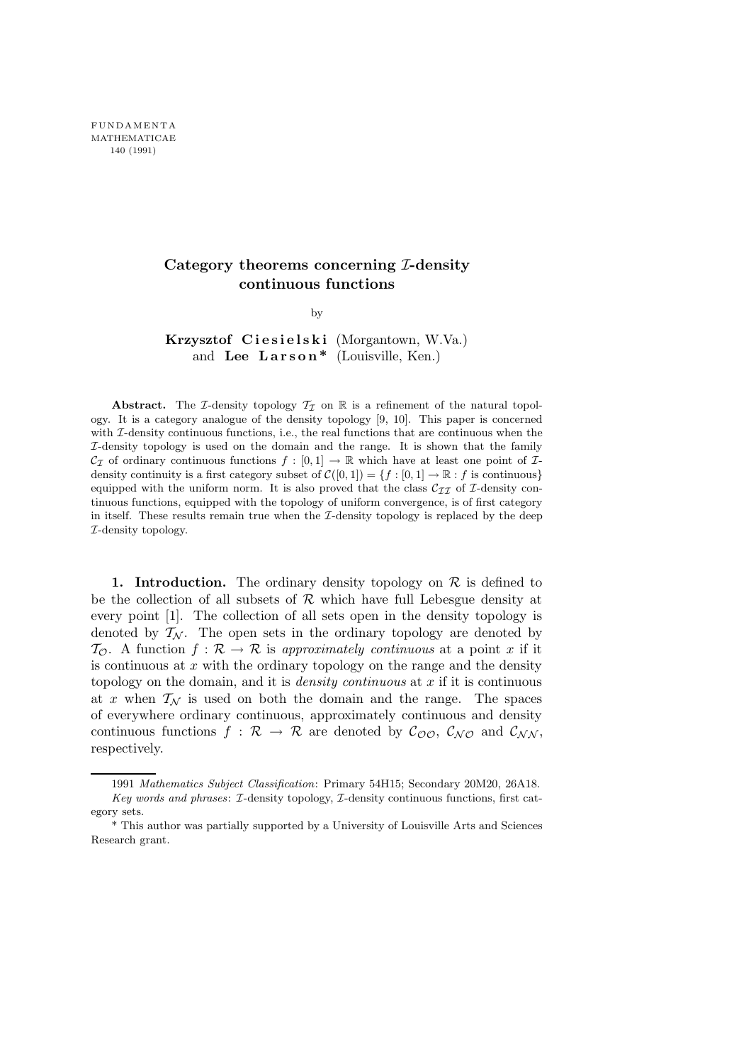FUNDAMENTA
MATHEMATICAE
140 (1991)

# Category theorems concerning $\mathcal{I}$-density continuous functions

by

**Krzysztof Ciesielski** (Morgantown, W.Va.)
and **Lee Larson\*** (Louisville, Ken.)

**Abstract.** The $\mathcal{I}$-density topology $\mathcal{T}_{\mathcal{I}}$ on $\mathbb{R}$ is a refinement of the natural topology. It is a category analogue of the density topology [9, 10]. This paper is concerned with $\mathcal{I}$-density continuous functions, i.e., the real functions that are continuous when the $\mathcal{I}$-density topology is used on the domain and the range. It is shown that the family $\mathcal{C}_{\mathcal{I}}$ of ordinary continuous functions $f : [0,1] \to \mathbb{R}$ which have at least one point of $\mathcal{I}$-density continuity is a first category subset of $\mathcal{C}([0,1]) = \{f : [0,1] \to \mathbb{R} : f \text{ is continuous}\}$ equipped with the uniform norm. It is also proved that the class $\mathcal{C}_{\mathcal{I}\mathcal{I}}$ of $\mathcal{I}$-density continuous functions, equipped with the topology of uniform convergence, is of first category in itself. These results remain true when the $\mathcal{I}$-density topology is replaced by the deep $\mathcal{I}$-density topology.

**1. Introduction.** The ordinary density topology on $\mathcal{R}$ is defined to be the collection of all subsets of $\mathcal{R}$ which have full Lebesgue density at every point [1]. The collection of all sets open in the density topology is denoted by $\mathcal{T}_{\mathcal{N}}$. The open sets in the ordinary topology are denoted by $\mathcal{T}_{\mathcal{O}}$. A function $f : \mathcal{R} \to \mathcal{R}$ is *approximately continuous* at a point $x$ if it is continuous at $x$ with the ordinary topology on the range and the density topology on the domain, and it is *density continuous* at $x$ if it is continuous at $x$ when $\mathcal{T}_{\mathcal{N}}$ is used on both the domain and the range. The spaces of everywhere ordinary continuous, approximately continuous and density continuous functions $f : \mathcal{R} \to \mathcal{R}$ are denoted by $\mathcal{C}_{\mathcal{O}\mathcal{O}}$, $\mathcal{C}_{\mathcal{N}\mathcal{O}}$ and $\mathcal{C}_{\mathcal{N}\mathcal{N}}$, respectively.

---

1991 *Mathematics Subject Classification*: Primary 54H15; Secondary 20M20, 26A18.

*Key words and phrases*: $\mathcal{I}$-density topology, $\mathcal{I}$-density continuous functions, first category sets.

\* This author was partially supported by a University of Louisville Arts and Sciences Research grant.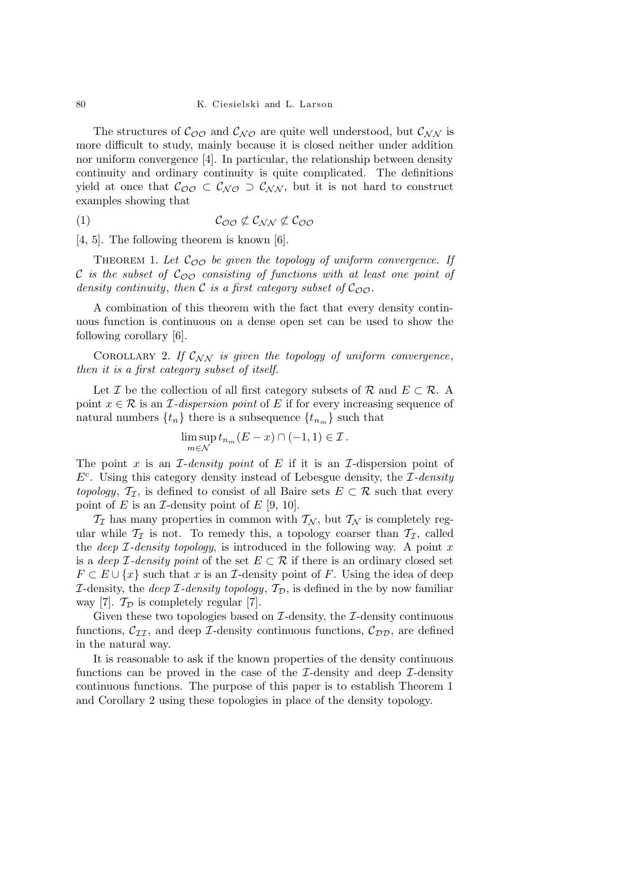The structures of $\mathcal{C}_{\mathcal{OO}}$ and $\mathcal{C}_{\mathcal{NO}}$ are quite well understood, but $\mathcal{C}_{\mathcal{NN}}$ is more difficult to study, mainly because it is closed neither under addition nor uniform convergence [4]. In particular, the relationship between density continuity and ordinary continuity is quite complicated. The definitions yield at once that $\mathcal{C}_{\mathcal{OO}} \subset \mathcal{C}_{\mathcal{NO}} \supset \mathcal{C}_{\mathcal{NN}}$, but it is not hard to construct examples showing that

$$\mathcal{C}_{\mathcal{OO}} \not\subset \mathcal{C}_{\mathcal{NN}} \not\subset \mathcal{C}_{\mathcal{OO}} \tag{1}$$

[4, 5]. The following theorem is known [6].

THEOREM 1. *Let $\mathcal{C}_{\mathcal{OO}}$ be given the topology of uniform convergence. If $\mathcal{C}$ is the subset of $\mathcal{C}_{\mathcal{OO}}$ consisting of functions with at least one point of density continuity*, *then $\mathcal{C}$ is a first category subset of $\mathcal{C}_{\mathcal{OO}}$.*

A combination of this theorem with the fact that every density continuous function is continuous on a dense open set can be used to show the following corollary [6].

COROLLARY 2. *If $\mathcal{C}_{\mathcal{NN}}$ is given the topology of uniform convergence*, *then it is a first category subset of itself.*

Let $\mathcal{I}$ be the collection of all first category subsets of $\mathcal{R}$ and $E \subset \mathcal{R}$. A point $x \in \mathcal{R}$ is an *$\mathcal{I}$-dispersion point* of $E$ if for every increasing sequence of natural numbers $\{t_n\}$ there is a subsequence $\{t_{n_m}\}$ such that

$$\limsup_{m \in \mathcal{N}} t_{n_m}(E - x) \cap (-1, 1) \in \mathcal{I}\,.$$

The point $x$ is an *$\mathcal{I}$-density point* of $E$ if it is an $\mathcal{I}$-dispersion point of $E^c$. Using this category density instead of Lebesgue density, the *$\mathcal{I}$-density topology*, $\mathcal{T}_{\mathcal{I}}$, is defined to consist of all Baire sets $E \subset \mathcal{R}$ such that every point of $E$ is an $\mathcal{I}$-density point of $E$ [9, 10].

$\mathcal{T}_{\mathcal{I}}$ has many properties in common with $\mathcal{T}_{\mathcal{N}}$, but $\mathcal{T}_{\mathcal{N}}$ is completely regular while $\mathcal{T}_{\mathcal{I}}$ is not. To remedy this, a topology coarser than $\mathcal{T}_{\mathcal{I}}$, called the *deep $\mathcal{I}$-density topology*, is introduced in the following way. A point $x$ is a *deep $\mathcal{I}$-density point* of the set $E \subset \mathcal{R}$ if there is an ordinary closed set $F \subset E \cup \{x\}$ such that $x$ is an $\mathcal{I}$-density point of $F$. Using the idea of deep $\mathcal{I}$-density, the *deep $\mathcal{I}$-density topology*, $\mathcal{T}_{\mathcal{D}}$, is defined in the by now familiar way [7]. $\mathcal{T}_{\mathcal{D}}$ is completely regular [7].

Given these two topologies based on $\mathcal{I}$-density, the $\mathcal{I}$-density continuous functions, $\mathcal{C}_{\mathcal{II}}$, and deep $\mathcal{I}$-density continuous functions, $\mathcal{C}_{\mathcal{DD}}$, are defined in the natural way.

It is reasonable to ask if the known properties of the density continuous functions can be proved in the case of the $\mathcal{I}$-density and deep $\mathcal{I}$-density continuous functions. The purpose of this paper is to establish Theorem 1 and Corollary 2 using these topologies in place of the density topology.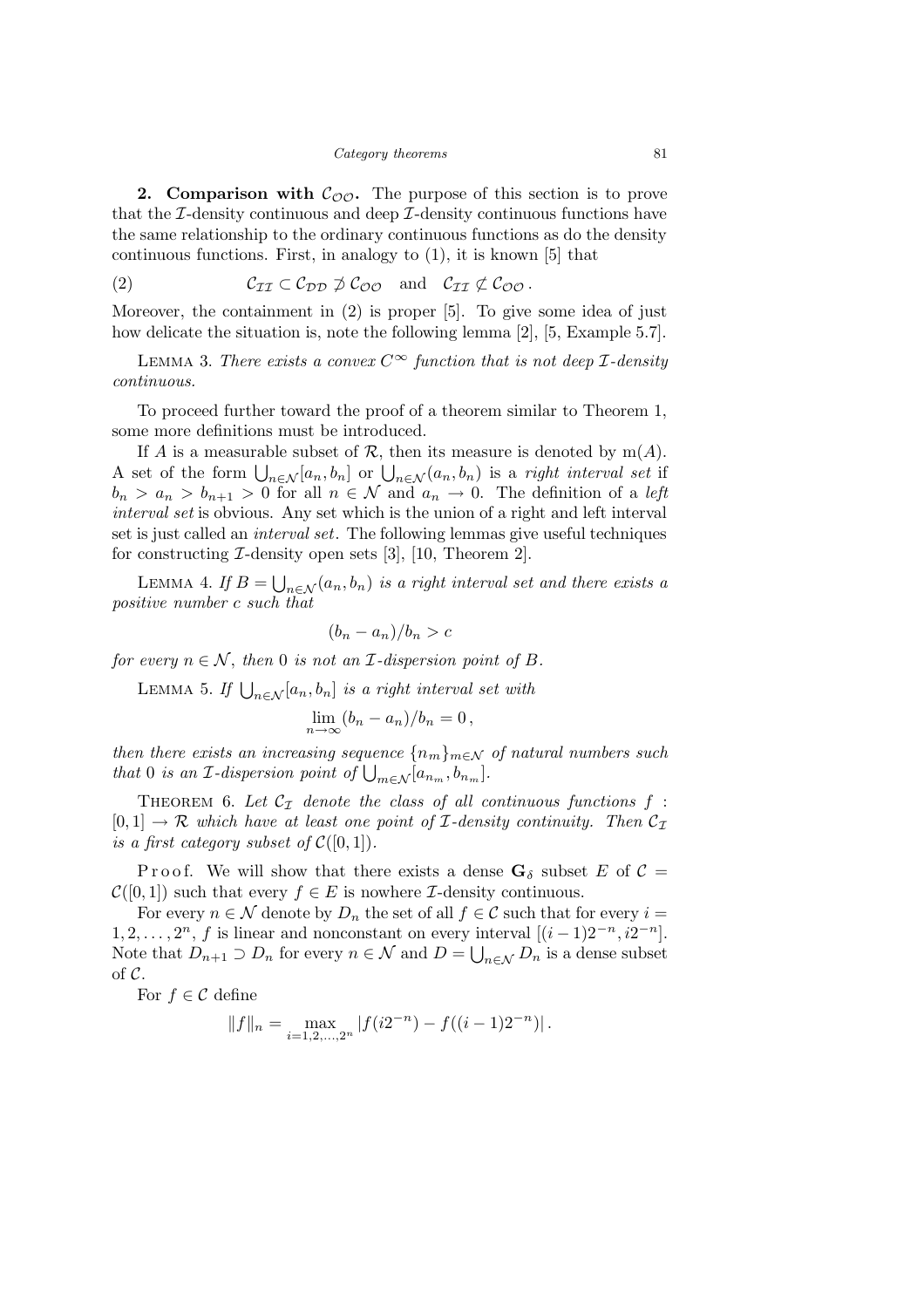**2. Comparison with $\mathcal{C}_{\mathcal{OO}}$.** The purpose of this section is to prove that the $\mathcal{I}$-density continuous and deep $\mathcal{I}$-density continuous functions have the same relationship to the ordinary continuous functions as do the density continuous functions. First, in analogy to (1), it is known [5] that

$$\mathcal{C}_{\mathcal{II}} \subset \mathcal{C}_{\mathcal{DD}} \not\supset \mathcal{C}_{\mathcal{OO}} \quad \text{and} \quad \mathcal{C}_{\mathcal{II}} \not\subset \mathcal{C}_{\mathcal{OO}} . \tag{2}$$

Moreover, the containment in (2) is proper [5]. To give some idea of just how delicate the situation is, note the following lemma [2], [5, Example 5.7].

Lemma 3. *There exists a convex $C^\infty$ function that is not deep $\mathcal{I}$-density continuous.*

To proceed further toward the proof of a theorem similar to Theorem 1, some more definitions must be introduced.

If $A$ is a measurable subset of $\mathcal{R}$, then its measure is denoted by $\mathrm{m}(A)$. A set of the form $\bigcup_{n\in\mathcal{N}}[a_n, b_n]$ or $\bigcup_{n\in\mathcal{N}}(a_n, b_n)$ is a *right interval set* if $b_n > a_n > b_{n+1} > 0$ for all $n \in \mathcal{N}$ and $a_n \to 0$. The definition of a *left interval set* is obvious. Any set which is the union of a right and left interval set is just called an *interval set*. The following lemmas give useful techniques for constructing $\mathcal{I}$-density open sets [3], [10, Theorem 2].

Lemma 4. *If $B = \bigcup_{n\in\mathcal{N}}(a_n, b_n)$ is a right interval set and there exists a positive number $c$ such that*

$$(b_n - a_n)/b_n > c$$

*for every $n \in \mathcal{N}$, then $0$ is not an $\mathcal{I}$-dispersion point of $B$.*

Lemma 5. *If $\bigcup_{n\in\mathcal{N}}[a_n, b_n]$ is a right interval set with*

$$\lim_{n\to\infty}(b_n - a_n)/b_n = 0 ,$$

*then there exists an increasing sequence $\{n_m\}_{m\in\mathcal{N}}$ of natural numbers such that $0$ is an $\mathcal{I}$-dispersion point of $\bigcup_{m\in\mathcal{N}}[a_{n_m}, b_{n_m}]$.*

Theorem 6. *Let $\mathcal{C}_{\mathcal{I}}$ denote the class of all continuous functions $f : [0,1] \to \mathcal{R}$ which have at least one point of $\mathcal{I}$-density continuity. Then $\mathcal{C}_{\mathcal{I}}$ is a first category subset of $\mathcal{C}([0,1])$.*

Proof. We will show that there exists a dense $\mathbf{G}_\delta$ subset $E$ of $\mathcal{C} = \mathcal{C}([0,1])$ such that every $f \in E$ is nowhere $\mathcal{I}$-density continuous.

For every $n \in \mathcal{N}$ denote by $D_n$ the set of all $f \in \mathcal{C}$ such that for every $i = 1, 2, \ldots, 2^n$, $f$ is linear and nonconstant on every interval $[(i-1)2^{-n}, i2^{-n}]$. Note that $D_{n+1} \supset D_n$ for every $n \in \mathcal{N}$ and $D = \bigcup_{n\in\mathcal{N}} D_n$ is a dense subset of $\mathcal{C}$.

For $f \in \mathcal{C}$ define

$$\|f\|_n = \max_{i=1,2,\ldots,2^n} |f(i2^{-n}) - f((i-1)2^{-n})| .$$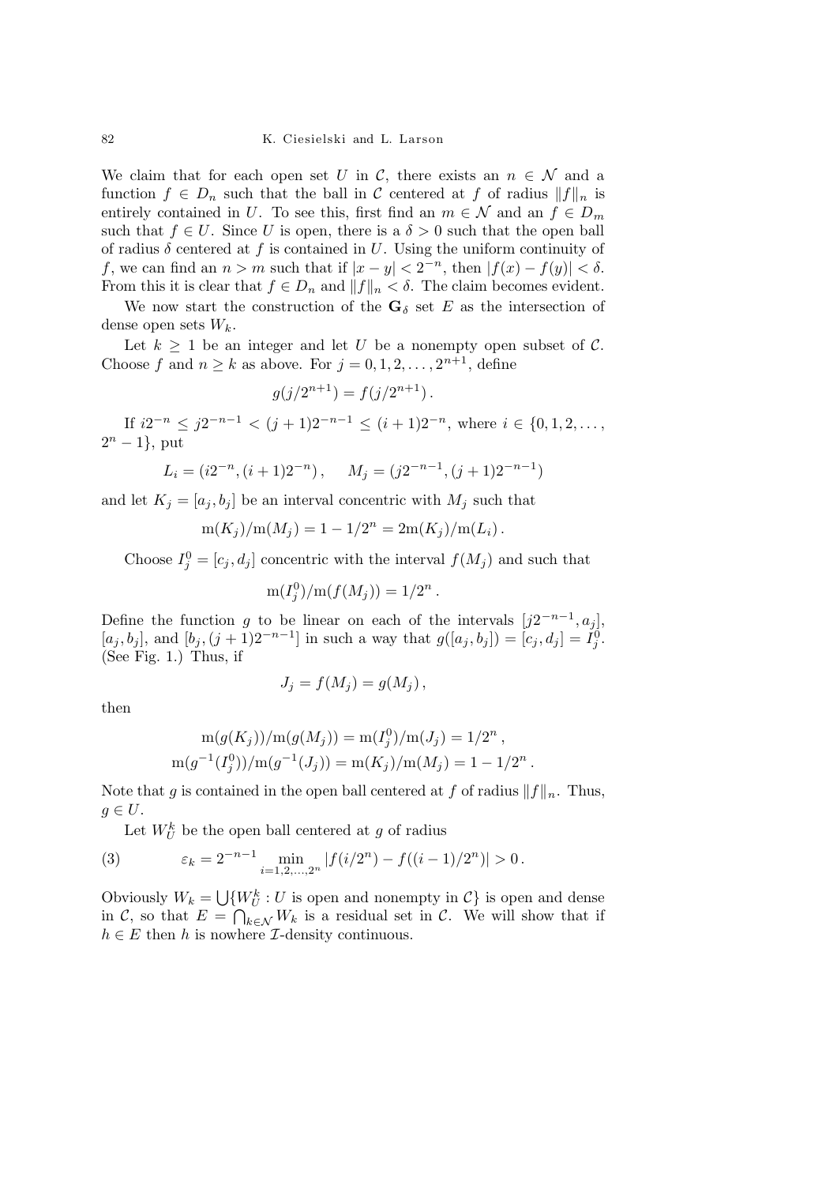We claim that for each open set $U$ in $\mathcal{C}$, there exists an $n \in \mathcal{N}$ and a function $f \in D_n$ such that the ball in $\mathcal{C}$ centered at $f$ of radius $\|f\|_n$ is entirely contained in $U$. To see this, first find an $m \in \mathcal{N}$ and an $f \in D_m$ such that $f \in U$. Since $U$ is open, there is a $\delta > 0$ such that the open ball of radius $\delta$ centered at $f$ is contained in $U$. Using the uniform continuity of $f$, we can find an $n > m$ such that if $|x - y| < 2^{-n}$, then $|f(x) - f(y)| < \delta$. From this it is clear that $f \in D_n$ and $\|f\|_n < \delta$. The claim becomes evident.

We now start the construction of the $\mathbf{G}_\delta$ set $E$ as the intersection of dense open sets $W_k$.

Let $k \geq 1$ be an integer and let $U$ be a nonempty open subset of $\mathcal{C}$. Choose $f$ and $n \geq k$ as above. For $j = 0, 1, 2, \ldots, 2^{n+1}$, define

$$g(j/2^{n+1}) = f(j/2^{n+1})\,.$$

If $i2^{-n} \leq j2^{-n-1} < (j+1)2^{-n-1} \leq (i+1)2^{-n}$, where $i \in \{0, 1, 2, \ldots, 2^n - 1\}$, put

$$L_i = (i2^{-n}, (i+1)2^{-n})\,, \qquad M_j = (j2^{-n-1}, (j+1)2^{-n-1})$$

and let $K_j = [a_j, b_j]$ be an interval concentric with $M_j$ such that

$$\mathrm{m}(K_j)/\mathrm{m}(M_j) = 1 - 1/2^n = 2\mathrm{m}(K_j)/\mathrm{m}(L_i)\,.$$

Choose $I_j^0 = [c_j, d_j]$ concentric with the interval $f(M_j)$ and such that

$$\mathrm{m}(I_j^0)/\mathrm{m}(f(M_j)) = 1/2^n\,.$$

Define the function $g$ to be linear on each of the intervals $[j2^{-n-1}, a_j]$, $[a_j, b_j]$, and $[b_j, (j+1)2^{-n-1}]$ in such a way that $g([a_j, b_j]) = [c_j, d_j] = I_j^0$. (See Fig. 1.) Thus, if

$$J_j = f(M_j) = g(M_j)\,,$$

then

$$\mathrm{m}(g(K_j))/\mathrm{m}(g(M_j)) = \mathrm{m}(I_j^0)/\mathrm{m}(J_j) = 1/2^n\,,$$
$$\mathrm{m}(g^{-1}(I_j^0))/\mathrm{m}(g^{-1}(J_j)) = \mathrm{m}(K_j)/\mathrm{m}(M_j) = 1 - 1/2^n\,.$$

Note that $g$ is contained in the open ball centered at $f$ of radius $\|f\|_n$. Thus, $g \in U$.

Let $W_U^k$ be the open ball centered at $g$ of radius

$$\varepsilon_k = 2^{-n-1} \min_{i=1,2,\ldots,2^n} |f(i/2^n) - f((i-1)/2^n)| > 0\,. \tag{3}$$

Obviously $W_k = \bigcup\{W_U^k : U \text{ is open and nonempty in } \mathcal{C}\}$ is open and dense in $\mathcal{C}$, so that $E = \bigcap_{k \in \mathcal{N}} W_k$ is a residual set in $\mathcal{C}$. We will show that if $h \in E$ then $h$ is nowhere $\mathcal{I}$-density continuous.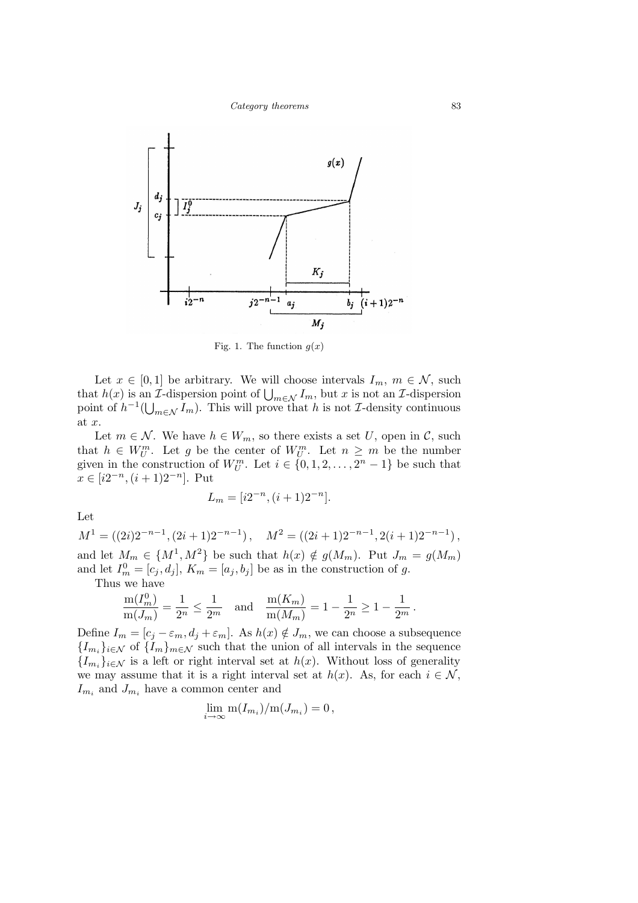Fig. 1. The function $g(x)$

Let $x \in [0,1]$ be arbitrary. We will choose intervals $I_m$, $m \in \mathcal{N}$, such that $h(x)$ is an $\mathcal{I}$-dispersion point of $\bigcup_{m\in\mathcal{N}} I_m$, but $x$ is not an $\mathcal{I}$-dispersion point of $h^{-1}(\bigcup_{m\in\mathcal{N}} I_m)$. This will prove that $h$ is not $\mathcal{I}$-density continuous at $x$.

Let $m \in \mathcal{N}$. We have $h \in W_m$, so there exists a set $U$, open in $\mathcal{C}$, such that $h \in W_U^m$. Let $g$ be the center of $W_U^m$. Let $n \ge m$ be the number given in the construction of $W_U^m$. Let $i \in \{0, 1, 2, \ldots, 2^n - 1\}$ be such that $x \in [i2^{-n}, (i+1)2^{-n}]$. Put

$$L_m = [i2^{-n}, (i+1)2^{-n}].$$

Let

$$M^1 = ((2i)2^{-n-1}, (2i+1)2^{-n-1}), \quad M^2 = ((2i+1)2^{-n-1}, 2(i+1)2^{-n-1}),$$

and let $M_m \in \{M^1, M^2\}$ be such that $h(x) \notin g(M_m)$. Put $J_m = g(M_m)$ and let $I_m^0 = [c_j, d_j]$, $K_m = [a_j, b_j]$ be as in the construction of $g$.

Thus we have

$$\frac{\mathrm{m}(I_m^0)}{\mathrm{m}(J_m)} = \frac{1}{2^n} \le \frac{1}{2^m} \quad \text{and} \quad \frac{\mathrm{m}(K_m)}{\mathrm{m}(M_m)} = 1 - \frac{1}{2^n} \ge 1 - \frac{1}{2^m}.$$

Define $I_m = [c_j - \varepsilon_m, d_j + \varepsilon_m]$. As $h(x) \notin J_m$, we can choose a subsequence $\{I_{m_i}\}_{i\in\mathcal{N}}$ of $\{I_m\}_{m\in\mathcal{N}}$ such that the union of all intervals in the sequence $\{I_{m_i}\}_{i\in\mathcal{N}}$ is a left or right interval set at $h(x)$. Without loss of generality we may assume that it is a right interval set at $h(x)$. As, for each $i \in \mathcal{N}$, $I_{m_i}$ and $J_{m_i}$ have a common center and

$$\lim_{i\to\infty} \mathrm{m}(I_{m_i})/\mathrm{m}(J_{m_i}) = 0,$$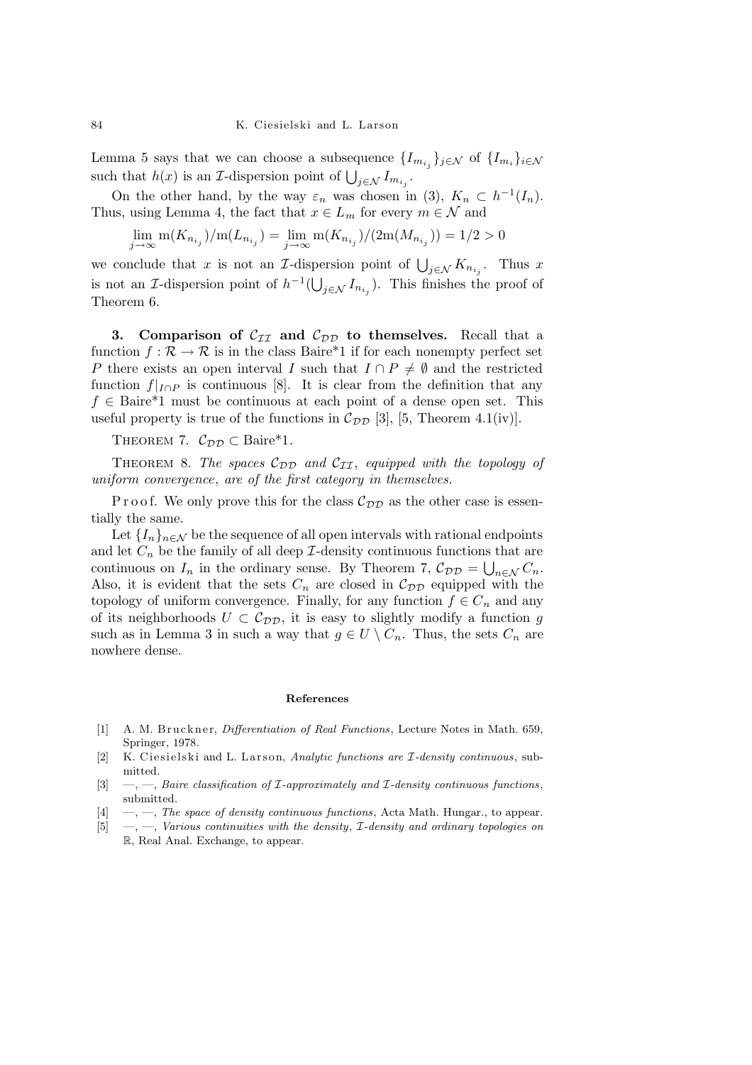Lemma 5 says that we can choose a subsequence $\{I_{m_{i_j}}\}_{j\in\mathcal{N}}$ of $\{I_{m_i}\}_{i\in\mathcal{N}}$ such that $h(x)$ is an $\mathcal{I}$-dispersion point of $\bigcup_{j\in\mathcal{N}} I_{m_{i_j}}$.

On the other hand, by the way $\varepsilon_n$ was chosen in (3), $K_n \subset h^{-1}(I_n)$. Thus, using Lemma 4, the fact that $x \in L_m$ for every $m \in \mathcal{N}$ and

$$\lim_{j\to\infty} \mathrm{m}(K_{n_{i_j}})/\mathrm{m}(L_{n_{i_j}}) = \lim_{j\to\infty} \mathrm{m}(K_{n_{i_j}})/(2\mathrm{m}(M_{n_{i_j}})) = 1/2 > 0$$

we conclude that $x$ is not an $\mathcal{I}$-dispersion point of $\bigcup_{j\in\mathcal{N}} K_{n_{i_j}}$. Thus $x$ is not an $\mathcal{I}$-dispersion point of $h^{-1}(\bigcup_{j\in\mathcal{N}} I_{n_{i_j}})$. This finishes the proof of Theorem 6.

**3. Comparison of $\mathcal{C}_{\mathcal{II}}$ and $\mathcal{C}_{\mathcal{DD}}$ to themselves.** Recall that a function $f : \mathcal{R} \to \mathcal{R}$ is in the class Baire*1 if for each nonempty perfect set $P$ there exists an open interval $I$ such that $I \cap P \neq \emptyset$ and the restricted function $f|_{I\cap P}$ is continuous [8]. It is clear from the definition that any $f \in$ Baire*1 must be continuous at each point of a dense open set. This useful property is true of the functions in $\mathcal{C}_{\mathcal{DD}}$ [3], [5, Theorem 4.1(iv)].

THEOREM 7. $\mathcal{C}_{\mathcal{DD}} \subset$ Baire*1.

THEOREM 8. *The spaces $\mathcal{C}_{\mathcal{DD}}$ and $\mathcal{C}_{\mathcal{II}}$, equipped with the topology of uniform convergence, are of the first category in themselves.*

Proof. We only prove this for the class $\mathcal{C}_{\mathcal{DD}}$ as the other case is essentially the same.

Let $\{I_n\}_{n\in\mathcal{N}}$ be the sequence of all open intervals with rational endpoints and let $C_n$ be the family of all deep $\mathcal{I}$-density continuous functions that are continuous on $I_n$ in the ordinary sense. By Theorem 7, $\mathcal{C}_{\mathcal{DD}} = \bigcup_{n\in\mathcal{N}} C_n$. Also, it is evident that the sets $C_n$ are closed in $\mathcal{C}_{\mathcal{DD}}$ equipped with the topology of uniform convergence. Finally, for any function $f \in C_n$ and any of its neighborhoods $U \subset \mathcal{C}_{\mathcal{DD}}$, it is easy to slightly modify a function $g$ such as in Lemma 3 in such a way that $g \in U \setminus C_n$. Thus, the sets $C_n$ are nowhere dense.

## References

[1] A. M. Bruckner, *Differentiation of Real Functions*, Lecture Notes in Math. 659, Springer, 1978.

[2] K. Ciesielski and L. Larson, *Analytic functions are $\mathcal{I}$-density continuous*, submitted.

[3] —, —, *Baire classification of $\mathcal{I}$-approximately and $\mathcal{I}$-density continuous functions*, submitted.

[4] —, —, *The space of density continuous functions*, Acta Math. Hungar., to appear.

[5] —, —, *Various continuities with the density, $\mathcal{I}$-density and ordinary topologies on* $\mathbb{R}$, Real Anal. Exchange, to appear.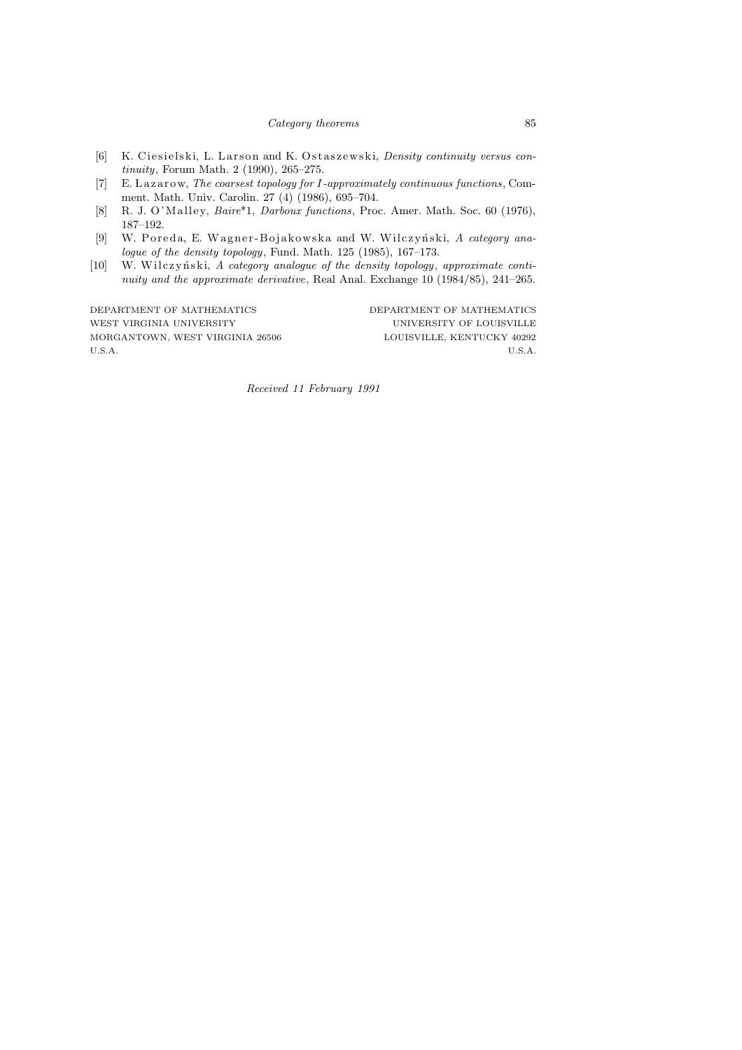[6] K. Ciesielski, L. Larson and K. Ostaszewski, *Density continuity versus continuity*, Forum Math. 2 (1990), 265–275.

[7] E. Lazarow, *The coarsest topology for $I$-approximately continuous functions*, Comment. Math. Univ. Carolin. 27 (4) (1986), 695–704.

[8] R. J. O'Malley, *Baire*\*1, *Darboux functions*, Proc. Amer. Math. Soc. 60 (1976), 187–192.

[9] W. Poreda, E. Wagner-Bojakowska and W. Wilczyński, *A category analogue of the density topology*, Fund. Math. 125 (1985), 167–173.

[10] W. Wilczyński, *A category analogue of the density topology, approximate continuity and the approximate derivative*, Real Anal. Exchange 10 (1984/85), 241–265.

DEPARTMENT OF MATHEMATICS
WEST VIRGINIA UNIVERSITY
MORGANTOWN, WEST VIRGINIA 26506
U.S.A.

DEPARTMENT OF MATHEMATICS
UNIVERSITY OF LOUISVILLE
LOUISVILLE, KENTUCKY 40292
U.S.A.

*Received 11 February 1991*